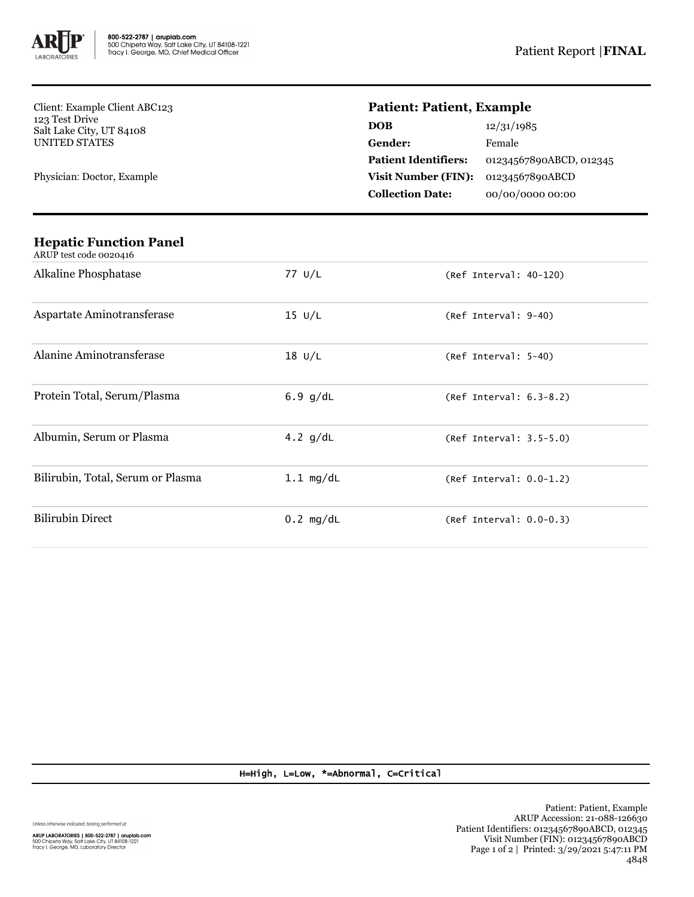800-522-2787 | aruplab.com
500 Chipeta Way, Salt Lake City, UT 84108-1221
Tracy I. George, MD, Chief Medical Officer

Patient Report | **FINAL**

Client: Example Client ABC123
123 Test Drive
Salt Lake City, UT 84108
UNITED STATES

Physician: Doctor, Example

## Patient: Patient, Example

| | |
|---|---|
| **DOB** | 12/31/1985 |
| **Gender:** | Female |
| **Patient Identifiers:** | 01234567890ABCD, 012345 |
| **Visit Number (FIN):** | 01234567890ABCD |
| **Collection Date:** | 00/00/0000 00:00 |

### Hepatic Function Panel

ARUP test code 0020416

| Test | Result | Reference |
|---|---|---|
| Alkaline Phosphatase | 77 U/L | (Ref Interval: 40-120) |
| Aspartate Aminotransferase | 15 U/L | (Ref Interval: 9-40) |
| Alanine Aminotransferase | 18 U/L | (Ref Interval: 5-40) |
| Protein Total, Serum/Plasma | 6.9 g/dL | (Ref Interval: 6.3-8.2) |
| Albumin, Serum or Plasma | 4.2 g/dL | (Ref Interval: 3.5-5.0) |
| Bilirubin, Total, Serum or Plasma | 1.1 mg/dL | (Ref Interval: 0.0-1.2) |
| Bilirubin Direct | 0.2 mg/dL | (Ref Interval: 0.0-0.3) |

H=High, L=Low, *=Abnormal, C=Critical

*Unless otherwise indicated, testing performed at:*

**ARUP LABORATORIES | 800-522-2787 | aruplab.com**
500 Chipeta Way, Salt Lake City, UT 84108-1221
Tracy I. George, MD, Laboratory Director

Patient: Patient, Example
ARUP Accession: 21-088-126630
Patient Identifiers: 01234567890ABCD, 012345
Visit Number (FIN): 01234567890ABCD
Printed: 3/29/2021 5:47:11 PM
4848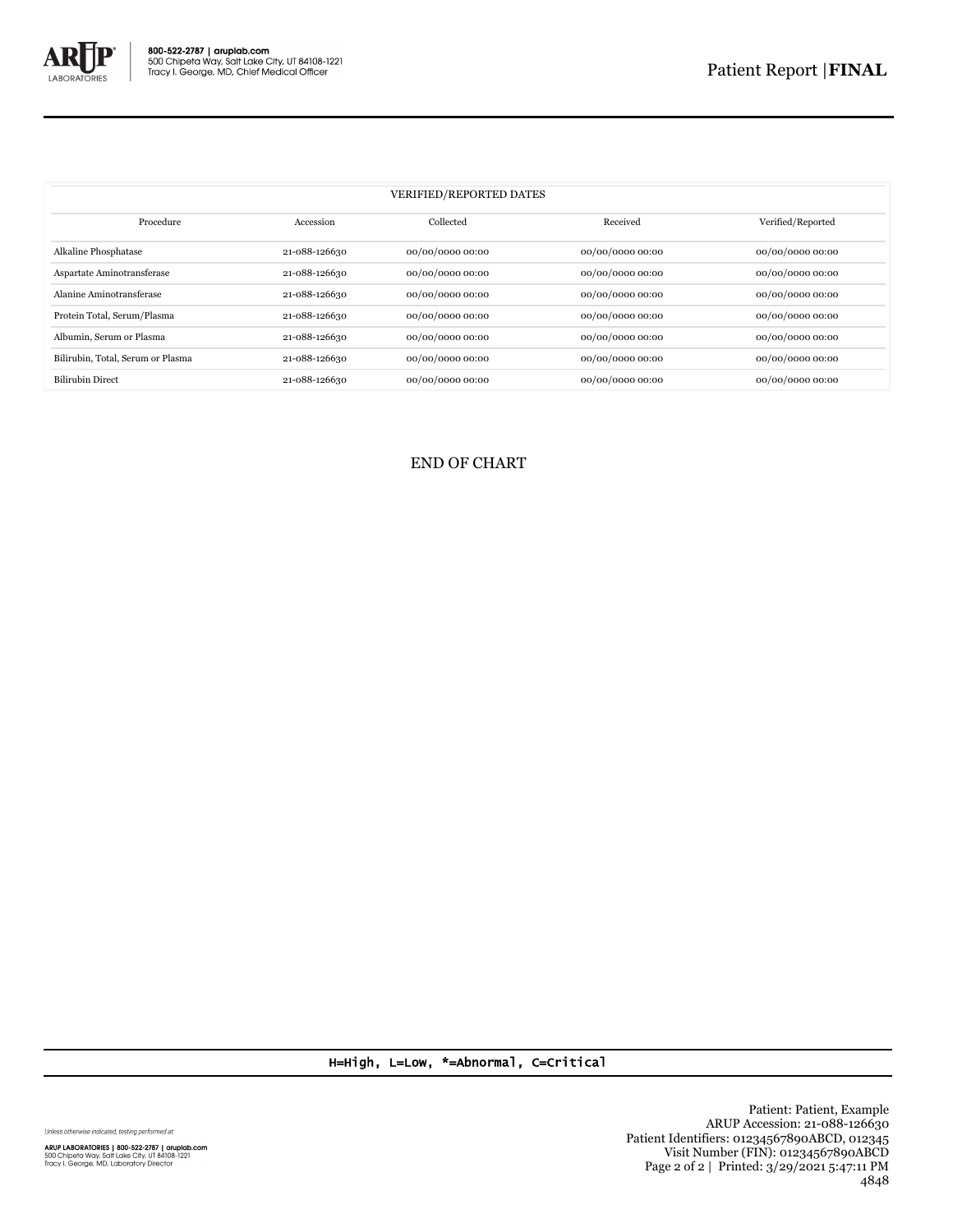| VERIFIED/REPORTED DATES | | | | |
|---|---|---|---|---|
| Procedure | Accession | Collected | Received | Verified/Reported |
| Alkaline Phosphatase | 21-088-126630 | 00/00/0000 00:00 | 00/00/0000 00:00 | 00/00/0000 00:00 |
| Aspartate Aminotransferase | 21-088-126630 | 00/00/0000 00:00 | 00/00/0000 00:00 | 00/00/0000 00:00 |
| Alanine Aminotransferase | 21-088-126630 | 00/00/0000 00:00 | 00/00/0000 00:00 | 00/00/0000 00:00 |
| Protein Total, Serum/Plasma | 21-088-126630 | 00/00/0000 00:00 | 00/00/0000 00:00 | 00/00/0000 00:00 |
| Albumin, Serum or Plasma | 21-088-126630 | 00/00/0000 00:00 | 00/00/0000 00:00 | 00/00/0000 00:00 |
| Bilirubin, Total, Serum or Plasma | 21-088-126630 | 00/00/0000 00:00 | 00/00/0000 00:00 | 00/00/0000 00:00 |
| Bilirubin Direct | 21-088-126630 | 00/00/0000 00:00 | 00/00/0000 00:00 | 00/00/0000 00:00 |

END OF CHART

H=High, L=Low, *=Abnormal, C=Critical

*Unless otherwise indicated, testing performed at:*

**ARUP LABORATORIES | 800-522-2787 | aruplab.com**
500 Chipeta Way, Salt Lake City, UT 84108-1221
Tracy I. George, MD, Laboratory Director

Patient: Patient, Example
ARUP Accession: 21-088-126630
Patient Identifiers: 01234567890ABCD, 012345
Visit Number (FIN): 01234567890ABCD
Printed: 3/29/2021 5:47:11 PM
4848